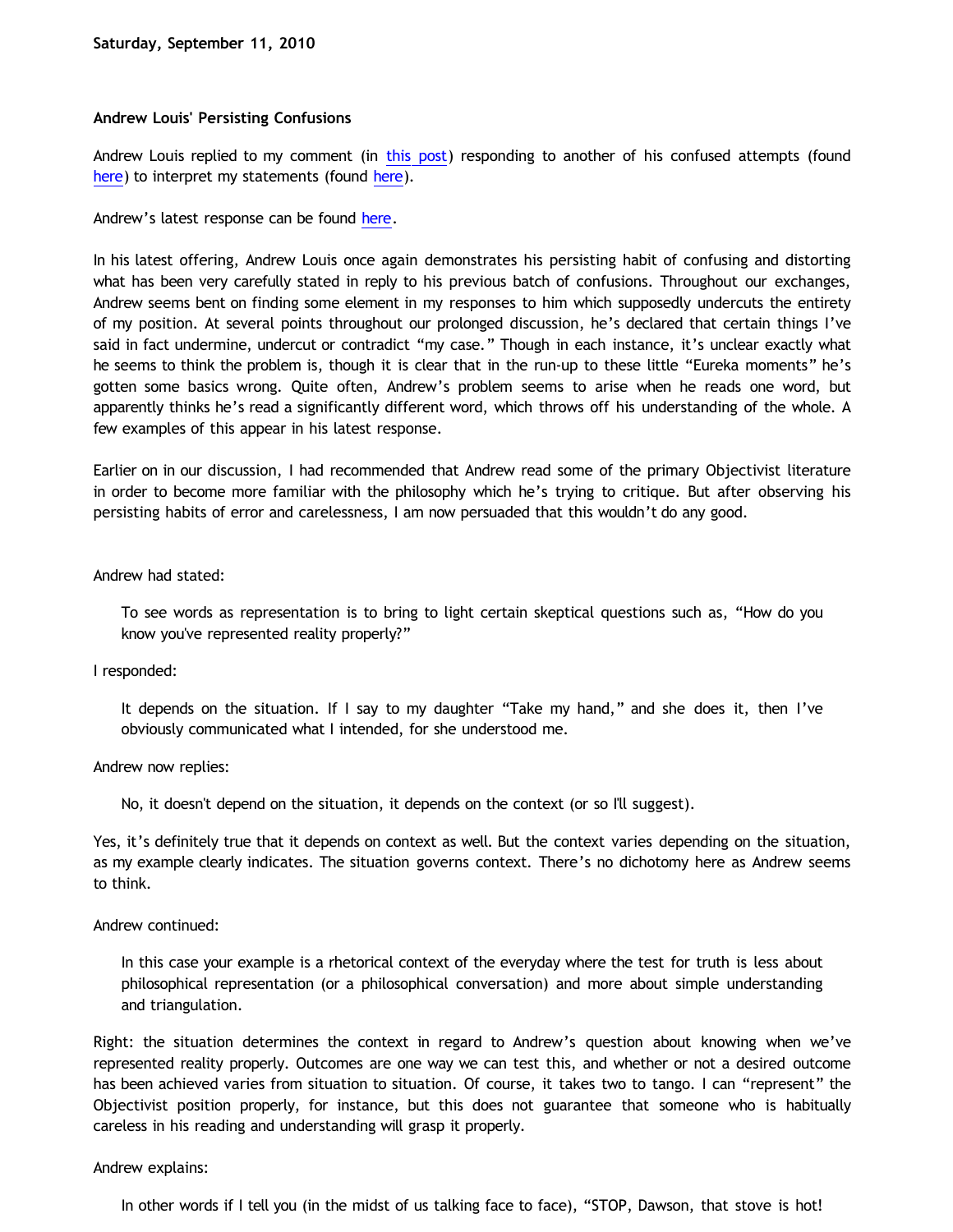**Saturday, September 11, 2010**

### Andrew Louis' Persisting Confusions

Andrew Louis replied to my comment (in this post) responding to another of his confused attempts (found here) to interpret my statements (found here).

Andrew's latest response can be found here.

In his latest offering, Andrew Louis once again demonstrates his persisting habit of confusing and distorting what has been very carefully stated in reply to his previous batch of confusions. Throughout our exchanges, Andrew seems bent on finding some element in my responses to him which supposedly undercuts the entirety of my position. At several points throughout our prolonged discussion, he's declared that certain things I've said in fact undermine, undercut or contradict "my case." Though in each instance, it's unclear exactly what he seems to think the problem is, though it is clear that in the run-up to these little "Eureka moments" he's gotten some basics wrong. Quite often, Andrew's problem seems to arise when he reads one word, but apparently thinks he's read a significantly different word, which throws off his understanding of the whole. A few examples of this appear in his latest response.

Earlier on in our discussion, I had recommended that Andrew read some of the primary Objectivist literature in order to become more familiar with the philosophy which he's trying to critique. But after observing his persisting habits of error and carelessness, I am now persuaded that this wouldn't do any good.

Andrew had stated:

> To see words as representation is to bring to light certain skeptical questions such as, "How do you know you've represented reality properly?"

I responded:

> It depends on the situation. If I say to my daughter "Take my hand," and she does it, then I've obviously communicated what I intended, for she understood me.

Andrew now replies:

> No, it doesn't depend on the situation, it depends on the context (or so I'll suggest).

Yes, it's definitely true that it depends on context as well. But the context varies depending on the situation, as my example clearly indicates. The situation governs context. There's no dichotomy here as Andrew seems to think.

Andrew continued:

> In this case your example is a rhetorical context of the everyday where the test for truth is less about philosophical representation (or a philosophical conversation) and more about simple understanding and triangulation.

Right: the situation determines the context in regard to Andrew's question about knowing when we've represented reality properly. Outcomes are one way we can test this, and whether or not a desired outcome has been achieved varies from situation to situation. Of course, it takes two to tango. I can "represent" the Objectivist position properly, for instance, but this does not guarantee that someone who is habitually careless in his reading and understanding will grasp it properly.

Andrew explains:

> In other words if I tell you (in the midst of us talking face to face), "STOP, Dawson, that stove is hot!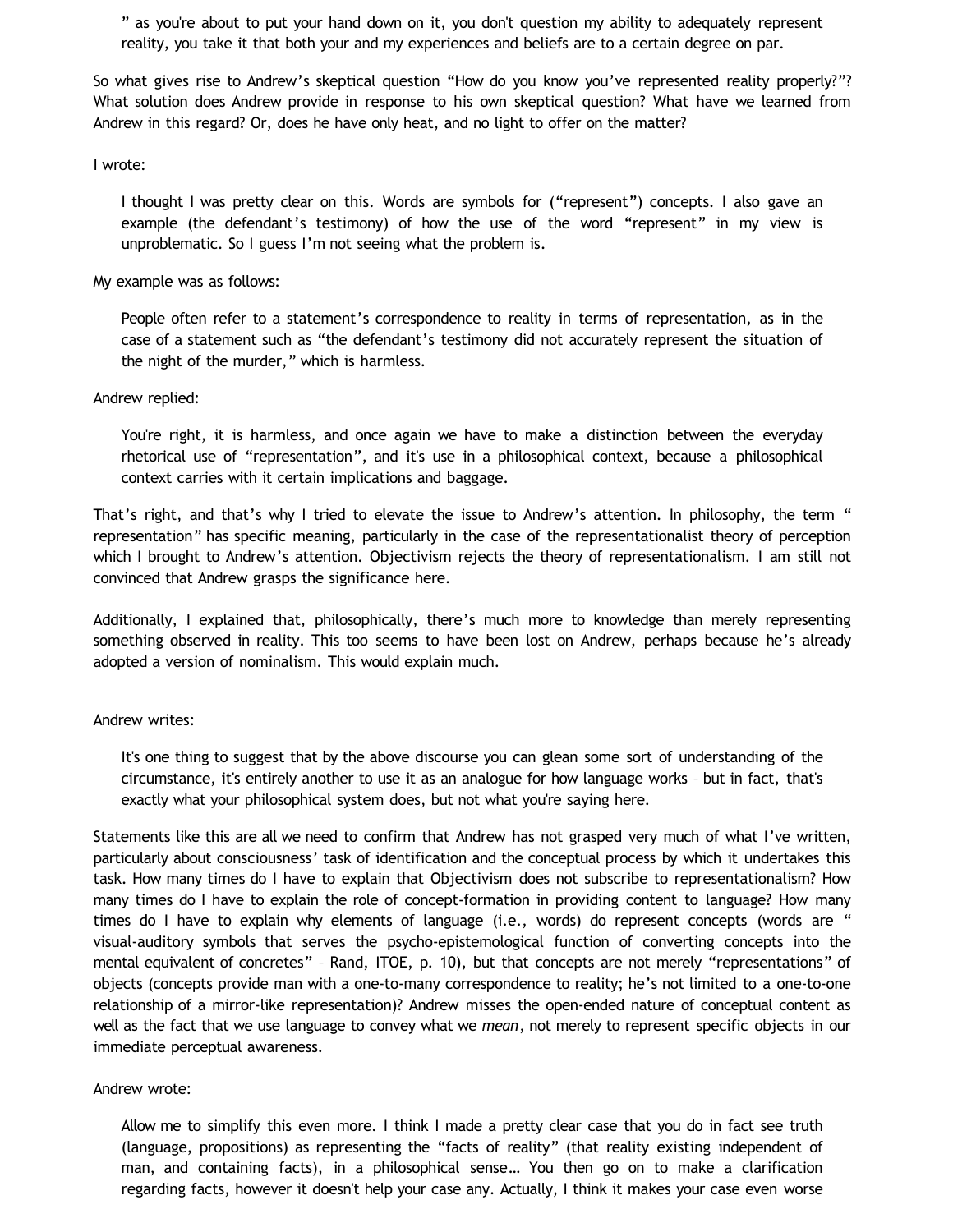> " as you're about to put your hand down on it, you don't question my ability to adequately represent reality, you take it that both your and my experiences and beliefs are to a certain degree on par.

So what gives rise to Andrew's skeptical question "How do you know you've represented reality properly?"? What solution does Andrew provide in response to his own skeptical question? What have we learned from Andrew in this regard? Or, does he have only heat, and no light to offer on the matter?

I wrote:

> I thought I was pretty clear on this. Words are symbols for ("represent") concepts. I also gave an example (the defendant's testimony) of how the use of the word "represent" in my view is unproblematic. So I guess I'm not seeing what the problem is.

My example was as follows:

> People often refer to a statement's correspondence to reality in terms of representation, as in the case of a statement such as "the defendant's testimony did not accurately represent the situation of the night of the murder," which is harmless.

Andrew replied:

> You're right, it is harmless, and once again we have to make a distinction between the everyday rhetorical use of "representation", and it's use in a philosophical context, because a philosophical context carries with it certain implications and baggage.

That's right, and that's why I tried to elevate the issue to Andrew's attention. In philosophy, the term " representation" has specific meaning, particularly in the case of the representationalist theory of perception which I brought to Andrew's attention. Objectivism rejects the theory of representationalism. I am still not convinced that Andrew grasps the significance here.

Additionally, I explained that, philosophically, there's much more to knowledge than merely representing something observed in reality. This too seems to have been lost on Andrew, perhaps because he's already adopted a version of nominalism. This would explain much.

Andrew writes:

> It's one thing to suggest that by the above discourse you can glean some sort of understanding of the circumstance, it's entirely another to use it as an analogue for how language works – but in fact, that's exactly what your philosophical system does, but not what you're saying here.

Statements like this are all we need to confirm that Andrew has not grasped very much of what I've written, particularly about consciousness' task of identification and the conceptual process by which it undertakes this task. How many times do I have to explain that Objectivism does not subscribe to representationalism? How many times do I have to explain the role of concept-formation in providing content to language? How many times do I have to explain why elements of language (i.e., words) do represent concepts (words are " visual-auditory symbols that serves the psycho-epistemological function of converting concepts into the mental equivalent of concretes" – Rand, ITOE, p. 10), but that concepts are not merely "representations" of objects (concepts provide man with a one-to-many correspondence to reality; he's not limited to a one-to-one relationship of a mirror-like representation)? Andrew misses the open-ended nature of conceptual content as well as the fact that we use language to convey what we *mean*, not merely to represent specific objects in our immediate perceptual awareness.

Andrew wrote:

> Allow me to simplify this even more. I think I made a pretty clear case that you do in fact see truth (language, propositions) as representing the "facts of reality" (that reality existing independent of man, and containing facts), in a philosophical sense… You then go on to make a clarification regarding facts, however it doesn't help your case any. Actually, I think it makes your case even worse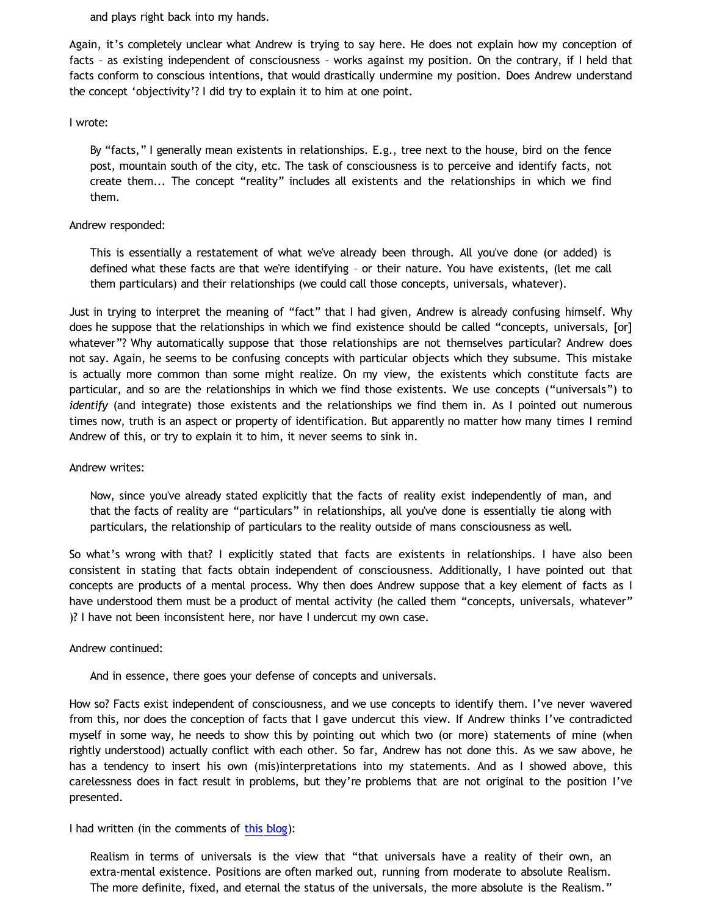> and plays right back into my hands.

Again, it's completely unclear what Andrew is trying to say here. He does not explain how my conception of facts – as existing independent of consciousness – works against my position. On the contrary, if I held that facts conform to conscious intentions, that would drastically undermine my position. Does Andrew understand the concept 'objectivity'? I did try to explain it to him at one point.

I wrote:

> By "facts," I generally mean existents in relationships. E.g., tree next to the house, bird on the fence post, mountain south of the city, etc. The task of consciousness is to perceive and identify facts, not create them... The concept "reality" includes all existents and the relationships in which we find them.

Andrew responded:

> This is essentially a restatement of what we've already been through. All you've done (or added) is defined what these facts are that we're identifying – or their nature. You have existents, (let me call them particulars) and their relationships (we could call those concepts, universals, whatever).

Just in trying to interpret the meaning of "fact" that I had given, Andrew is already confusing himself. Why does he suppose that the relationships in which we find existence should be called "concepts, universals, [or] whatever"? Why automatically suppose that those relationships are not themselves particular? Andrew does not say. Again, he seems to be confusing concepts with particular objects which they subsume. This mistake is actually more common than some might realize. On my view, the existents which constitute facts are particular, and so are the relationships in which we find those existents. We use concepts ("universals") to *identify* (and integrate) those existents and the relationships we find them in. As I pointed out numerous times now, truth is an aspect or property of identification. But apparently no matter how many times I remind Andrew of this, or try to explain it to him, it never seems to sink in.

Andrew writes:

> Now, since you've already stated explicitly that the facts of reality exist independently of man, and that the facts of reality are "particulars" in relationships, all you've done is essentially tie along with particulars, the relationship of particulars to the reality outside of mans consciousness as well.

So what's wrong with that? I explicitly stated that facts are existents in relationships. I have also been consistent in stating that facts obtain independent of consciousness. Additionally, I have pointed out that concepts are products of a mental process. Why then does Andrew suppose that a key element of facts as I have understood them must be a product of mental activity (he called them "concepts, universals, whatever" )? I have not been inconsistent here, nor have I undercut my own case.

Andrew continued:

> And in essence, there goes your defense of concepts and universals.

How so? Facts exist independent of consciousness, and we use concepts to identify them. I've never wavered from this, nor does the conception of facts that I gave undercut this view. If Andrew thinks I've contradicted myself in some way, he needs to show this by pointing out which two (or more) statements of mine (when rightly understood) actually conflict with each other. So far, Andrew has not done this. As we saw above, he has a tendency to insert his own (mis)interpretations into my statements. And as I showed above, this carelessness does in fact result in problems, but they're problems that are not original to the position I've presented.

I had written (in the comments of [this blog](this blog)):

> Realism in terms of universals is the view that "that universals have a reality of their own, an extra-mental existence. Positions are often marked out, running from moderate to absolute Realism. The more definite, fixed, and eternal the status of the universals, the more absolute is the Realism."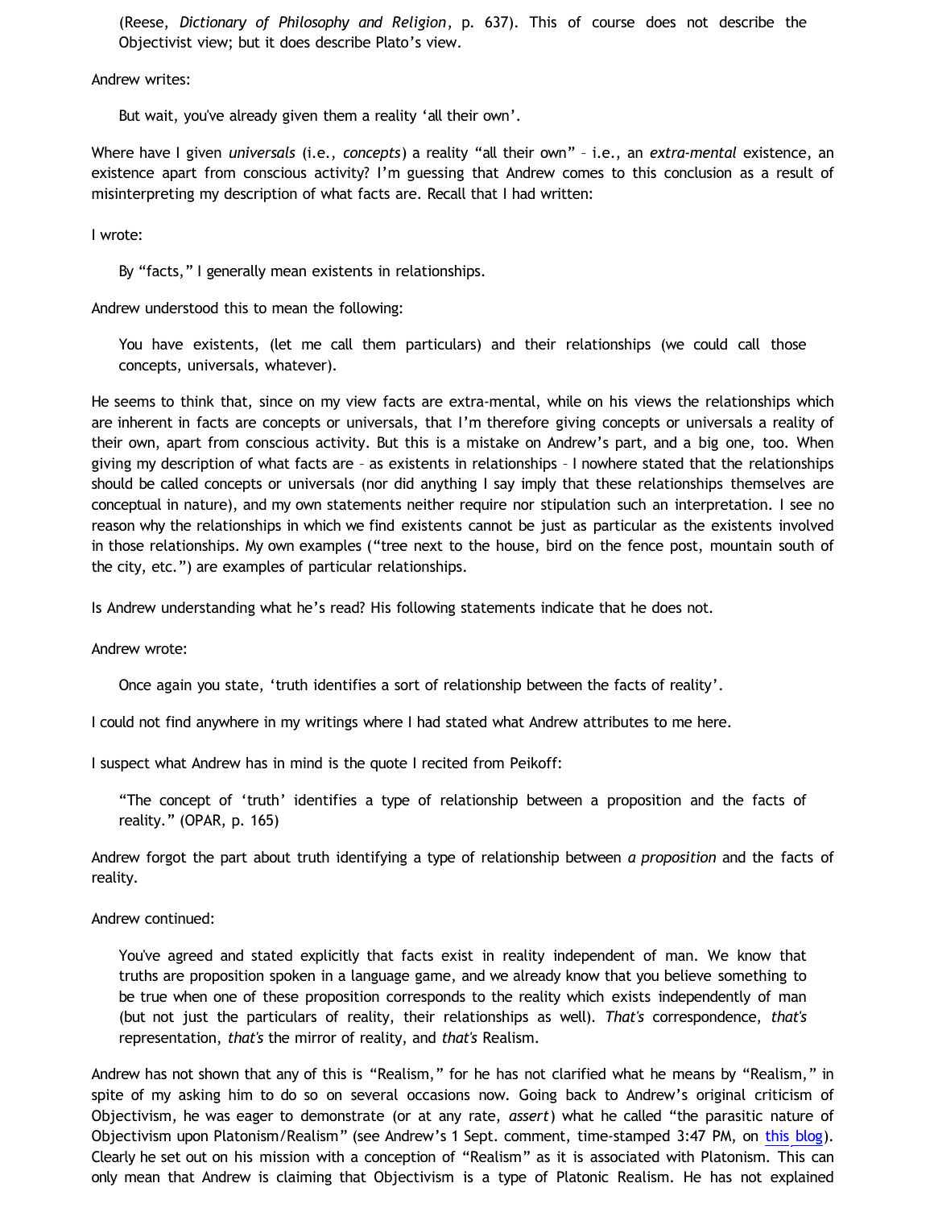> (Reese, *Dictionary of Philosophy and Religion*, p. 637). This of course does not describe the Objectivist view; but it does describe Plato's view.

Andrew writes:

> But wait, you've already given them a reality 'all their own'.

Where have I given *universals* (i.e., *concepts*) a reality "all their own" – i.e., an *extra-mental* existence, an existence apart from conscious activity? I'm guessing that Andrew comes to this conclusion as a result of misinterpreting my description of what facts are. Recall that I had written:

I wrote:

> By "facts," I generally mean existents in relationships.

Andrew understood this to mean the following:

> You have existents, (let me call them particulars) and their relationships (we could call those concepts, universals, whatever).

He seems to think that, since on my view facts are extra-mental, while on his views the relationships which are inherent in facts are concepts or universals, that I'm therefore giving concepts or universals a reality of their own, apart from conscious activity. But this is a mistake on Andrew's part, and a big one, too. When giving my description of what facts are – as existents in relationships – I nowhere stated that the relationships should be called concepts or universals (nor did anything I say imply that these relationships themselves are conceptual in nature), and my own statements neither require nor stipulation such an interpretation. I see no reason why the relationships in which we find existents cannot be just as particular as the existents involved in those relationships. My own examples ("tree next to the house, bird on the fence post, mountain south of the city, etc.") are examples of particular relationships.

Is Andrew understanding what he's read? His following statements indicate that he does not.

Andrew wrote:

> Once again you state, 'truth identifies a sort of relationship between the facts of reality'.

I could not find anywhere in my writings where I had stated what Andrew attributes to me here.

I suspect what Andrew has in mind is the quote I recited from Peikoff:

> "The concept of 'truth' identifies a type of relationship between a proposition and the facts of reality." (OPAR, p. 165)

Andrew forgot the part about truth identifying a type of relationship between *a proposition* and the facts of reality.

Andrew continued:

> You've agreed and stated explicitly that facts exist in reality independent of man. We know that truths are proposition spoken in a language game, and we already know that you believe something to be true when one of these proposition corresponds to the reality which exists independently of man (but not just the particulars of reality, their relationships as well). *That's* correspondence, *that's* representation, *that's* the mirror of reality, and *that's* Realism.

Andrew has not shown that any of this is "Realism," for he has not clarified what he means by "Realism," in spite of my asking him to do so on several occasions now. Going back to Andrew's original criticism of Objectivism, he was eager to demonstrate (or at any rate, *assert*) what he called "the parasitic nature of Objectivism upon Platonism/Realism" (see Andrew's 1 Sept. comment, time-stamped 3:47 PM, on [this blog]). Clearly he set out on his mission with a conception of "Realism" as it is associated with Platonism. This can only mean that Andrew is claiming that Objectivism is a type of Platonic Realism. He has not explained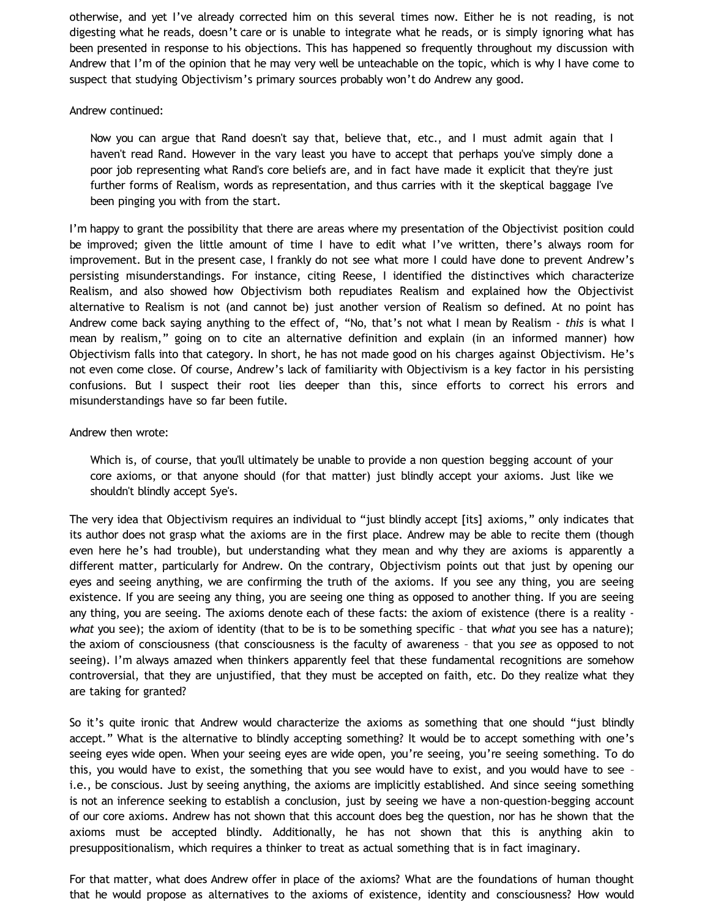otherwise, and yet I've already corrected him on this several times now. Either he is not reading, is not digesting what he reads, doesn't care or is unable to integrate what he reads, or is simply ignoring what has been presented in response to his objections. This has happened so frequently throughout my discussion with Andrew that I'm of the opinion that he may very well be unteachable on the topic, which is why I have come to suspect that studying Objectivism's primary sources probably won't do Andrew any good.

Andrew continued:

> Now you can argue that Rand doesn't say that, believe that, etc., and I must admit again that I haven't read Rand. However in the vary least you have to accept that perhaps you've simply done a poor job representing what Rand's core beliefs are, and in fact have made it explicit that they're just further forms of Realism, words as representation, and thus carries with it the skeptical baggage I've been pinging you with from the start.

I'm happy to grant the possibility that there are areas where my presentation of the Objectivist position could be improved; given the little amount of time I have to edit what I've written, there's always room for improvement. But in the present case, I frankly do not see what more I could have done to prevent Andrew's persisting misunderstandings. For instance, citing Reese, I identified the distinctives which characterize Realism, and also showed how Objectivism both repudiates Realism and explained how the Objectivist alternative to Realism is not (and cannot be) just another version of Realism so defined. At no point has Andrew come back saying anything to the effect of, "No, that's not what I mean by Realism - *this* is what I mean by realism," going on to cite an alternative definition and explain (in an informed manner) how Objectivism falls into that category. In short, he has not made good on his charges against Objectivism. He's not even come close. Of course, Andrew's lack of familiarity with Objectivism is a key factor in his persisting confusions. But I suspect their root lies deeper than this, since efforts to correct his errors and misunderstandings have so far been futile.

Andrew then wrote:

> Which is, of course, that you'll ultimately be unable to provide a non question begging account of your core axioms, or that anyone should (for that matter) just blindly accept your axioms. Just like we shouldn't blindly accept Sye's.

The very idea that Objectivism requires an individual to "just blindly accept [its] axioms," only indicates that its author does not grasp what the axioms are in the first place. Andrew may be able to recite them (though even here he's had trouble), but understanding what they mean and why they are axioms is apparently a different matter, particularly for Andrew. On the contrary, Objectivism points out that just by opening our eyes and seeing anything, we are confirming the truth of the axioms. If you see any thing, you are seeing existence. If you are seeing any thing, you are seeing one thing as opposed to another thing. If you are seeing any thing, you are seeing. The axioms denote each of these facts: the axiom of existence (there is a reality - *what* you see); the axiom of identity (that to be is to be something specific – that *what* you see has a nature); the axiom of consciousness (that consciousness is the faculty of awareness – that you *see* as opposed to not seeing). I'm always amazed when thinkers apparently feel that these fundamental recognitions are somehow controversial, that they are unjustified, that they must be accepted on faith, etc. Do they realize what they are taking for granted?

So it's quite ironic that Andrew would characterize the axioms as something that one should "just blindly accept." What is the alternative to blindly accepting something? It would be to accept something with one's seeing eyes wide open. When your seeing eyes are wide open, you're seeing, you're seeing something. To do this, you would have to exist, the something that you see would have to exist, and you would have to see – i.e., be conscious. Just by seeing anything, the axioms are implicitly established. And since seeing something is not an inference seeking to establish a conclusion, just by seeing we have a non-question-begging account of our core axioms. Andrew has not shown that this account does beg the question, nor has he shown that the axioms must be accepted blindly. Additionally, he has not shown that this is anything akin to presuppositionalism, which requires a thinker to treat as actual something that is in fact imaginary.

For that matter, what does Andrew offer in place of the axioms? What are the foundations of human thought that he would propose as alternatives to the axioms of existence, identity and consciousness? How would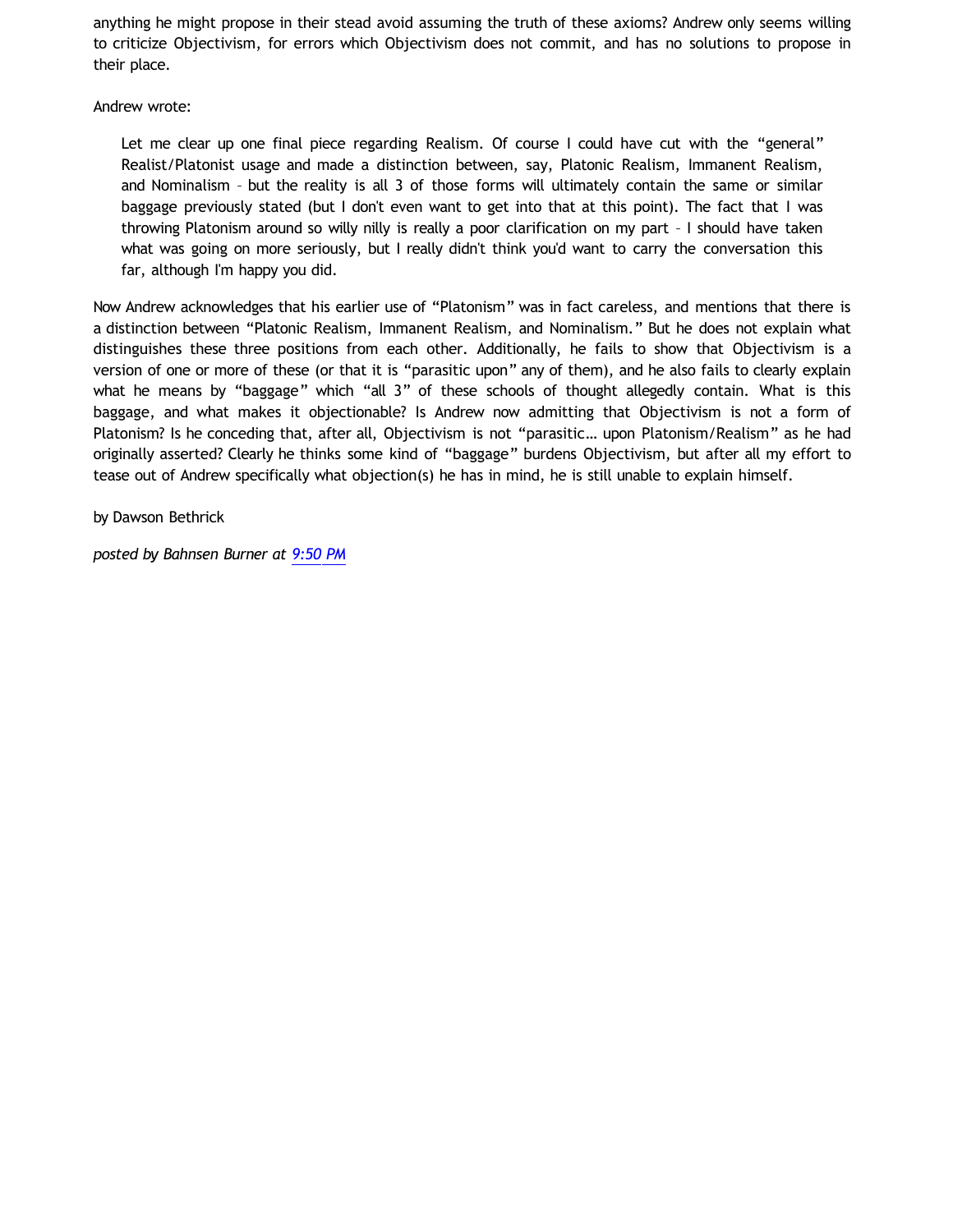anything he might propose in their stead avoid assuming the truth of these axioms? Andrew only seems willing to criticize Objectivism, for errors which Objectivism does not commit, and has no solutions to propose in their place.

Andrew wrote:

> Let me clear up one final piece regarding Realism. Of course I could have cut with the "general" Realist/Platonist usage and made a distinction between, say, Platonic Realism, Immanent Realism, and Nominalism – but the reality is all 3 of those forms will ultimately contain the same or similar baggage previously stated (but I don't even want to get into that at this point). The fact that I was throwing Platonism around so willy nilly is really a poor clarification on my part – I should have taken what was going on more seriously, but I really didn't think you'd want to carry the conversation this far, although I'm happy you did.

Now Andrew acknowledges that his earlier use of "Platonism" was in fact careless, and mentions that there is a distinction between "Platonic Realism, Immanent Realism, and Nominalism." But he does not explain what distinguishes these three positions from each other. Additionally, he fails to show that Objectivism is a version of one or more of these (or that it is "parasitic upon" any of them), and he also fails to clearly explain what he means by "baggage" which "all 3" of these schools of thought allegedly contain. What is this baggage, and what makes it objectionable? Is Andrew now admitting that Objectivism is not a form of Platonism? Is he conceding that, after all, Objectivism is not "parasitic… upon Platonism/Realism" as he had originally asserted? Clearly he thinks some kind of "baggage" burdens Objectivism, but after all my effort to tease out of Andrew specifically what objection(s) he has in mind, he is still unable to explain himself.

by Dawson Bethrick

*posted by Bahnsen Burner at 9:50 PM*